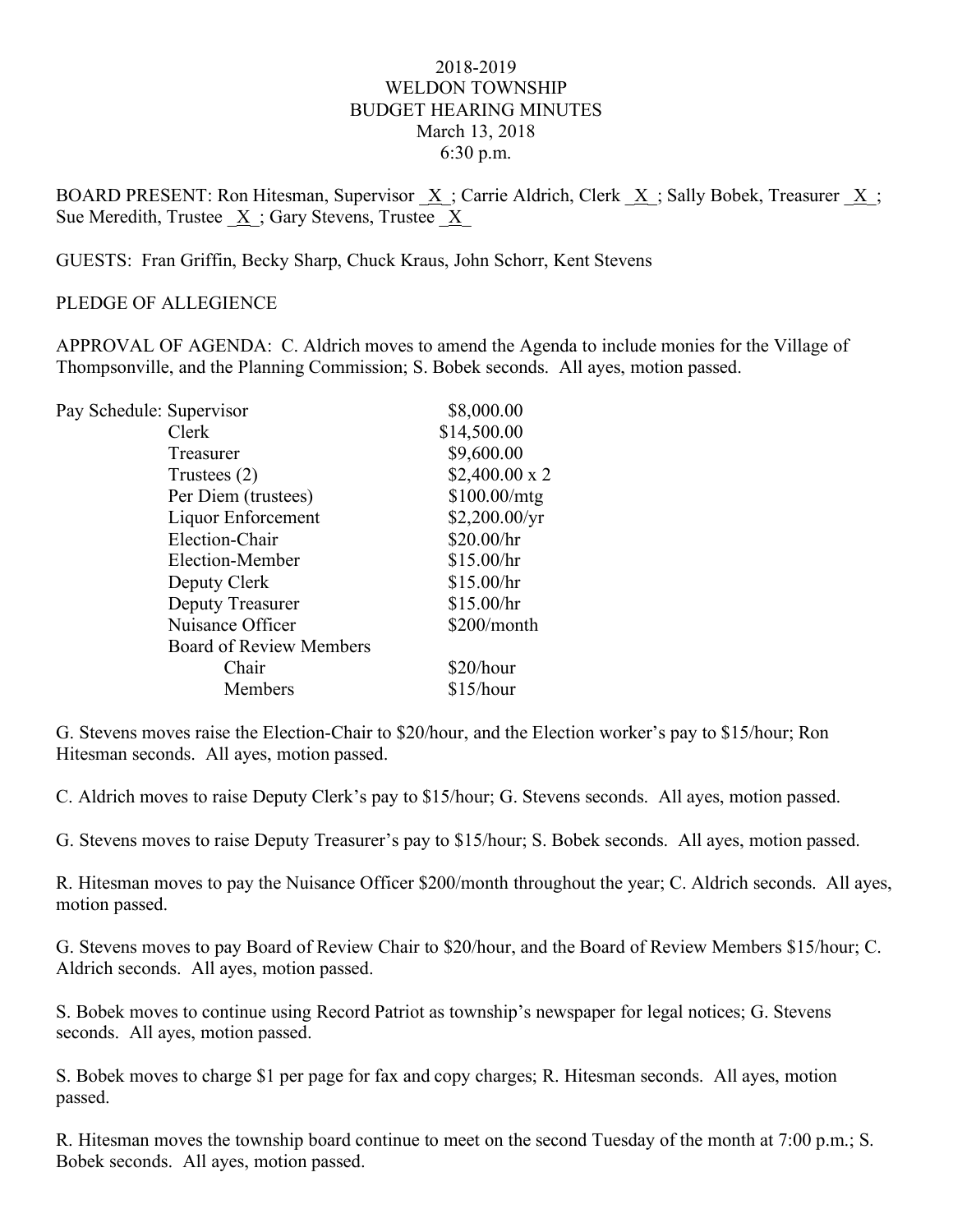2018-2019
WELDON TOWNSHIP
BUDGET HEARING MINUTES
March 13, 2018
6:30 p.m.

BOARD PRESENT: Ron Hitesman, Supervisor _X_; Carrie Aldrich, Clerk _X_; Sally Bobek, Treasurer _X_; Sue Meredith, Trustee _X_; Gary Stevens, Trustee _X_

GUESTS: Fran Griffin, Becky Sharp, Chuck Kraus, John Schorr, Kent Stevens

PLEDGE OF ALLEGIENCE

APPROVAL OF AGENDA: C. Aldrich moves to amend the Agenda to include monies for the Village of Thompsonville, and the Planning Commission; S. Bobek seconds. All ayes, motion passed.

| Pay Schedule: | |
|---|---|
| Supervisor | $8,000.00 |
| Clerk | $14,500.00 |
| Treasurer | $9,600.00 |
| Trustees (2) | $2,400.00 x 2 |
| Per Diem (trustees) | $100.00/mtg |
| Liquor Enforcement | $2,200.00/yr |
| Election-Chair | $20.00/hr |
| Election-Member | $15.00/hr |
| Deputy Clerk | $15.00/hr |
| Deputy Treasurer | $15.00/hr |
| Nuisance Officer | $200/month |
| Board of Review Members | |
| Chair | $20/hour |
| Members | $15/hour |

G. Stevens moves raise the Election-Chair to $20/hour, and the Election worker's pay to $15/hour; Ron Hitesman seconds. All ayes, motion passed.

C. Aldrich moves to raise Deputy Clerk's pay to $15/hour; G. Stevens seconds. All ayes, motion passed.

G. Stevens moves to raise Deputy Treasurer's pay to $15/hour; S. Bobek seconds. All ayes, motion passed.

R. Hitesman moves to pay the Nuisance Officer $200/month throughout the year; C. Aldrich seconds. All ayes, motion passed.

G. Stevens moves to pay Board of Review Chair to $20/hour, and the Board of Review Members $15/hour; C. Aldrich seconds. All ayes, motion passed.

S. Bobek moves to continue using Record Patriot as township's newspaper for legal notices; G. Stevens seconds. All ayes, motion passed.

S. Bobek moves to charge $1 per page for fax and copy charges; R. Hitesman seconds. All ayes, motion passed.

R. Hitesman moves the township board continue to meet on the second Tuesday of the month at 7:00 p.m.; S. Bobek seconds. All ayes, motion passed.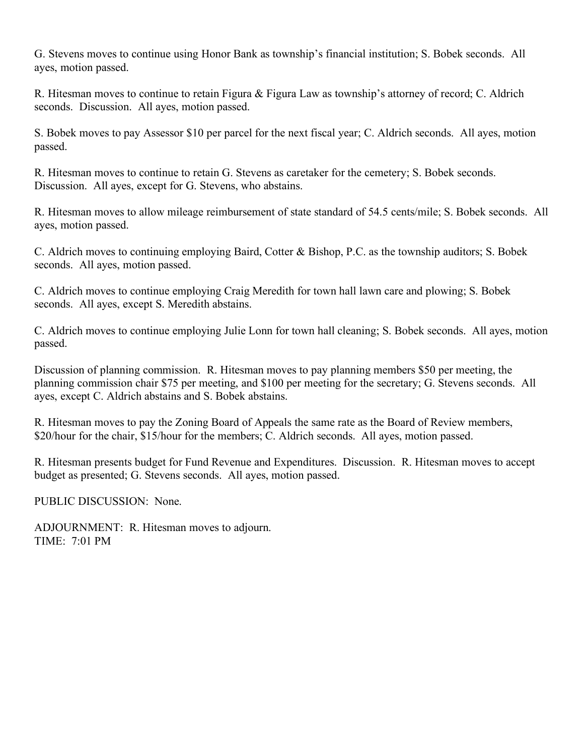G. Stevens moves to continue using Honor Bank as township's financial institution; S. Bobek seconds. All ayes, motion passed.

R. Hitesman moves to continue to retain Figura & Figura Law as township's attorney of record; C. Aldrich seconds. Discussion. All ayes, motion passed.

S. Bobek moves to pay Assessor $10 per parcel for the next fiscal year; C. Aldrich seconds. All ayes, motion passed.

R. Hitesman moves to continue to retain G. Stevens as caretaker for the cemetery; S. Bobek seconds. Discussion. All ayes, except for G. Stevens, who abstains.

R. Hitesman moves to allow mileage reimbursement of state standard of 54.5 cents/mile; S. Bobek seconds. All ayes, motion passed.

C. Aldrich moves to continuing employing Baird, Cotter & Bishop, P.C. as the township auditors; S. Bobek seconds. All ayes, motion passed.

C. Aldrich moves to continue employing Craig Meredith for town hall lawn care and plowing; S. Bobek seconds. All ayes, except S. Meredith abstains.

C. Aldrich moves to continue employing Julie Lonn for town hall cleaning; S. Bobek seconds. All ayes, motion passed.

Discussion of planning commission. R. Hitesman moves to pay planning members $50 per meeting, the planning commission chair $75 per meeting, and $100 per meeting for the secretary; G. Stevens seconds. All ayes, except C. Aldrich abstains and S. Bobek abstains.

R. Hitesman moves to pay the Zoning Board of Appeals the same rate as the Board of Review members, $20/hour for the chair, $15/hour for the members; C. Aldrich seconds. All ayes, motion passed.

R. Hitesman presents budget for Fund Revenue and Expenditures. Discussion. R. Hitesman moves to accept budget as presented; G. Stevens seconds. All ayes, motion passed.

PUBLIC DISCUSSION: None.

ADJOURNMENT: R. Hitesman moves to adjourn.
TIME: 7:01 PM